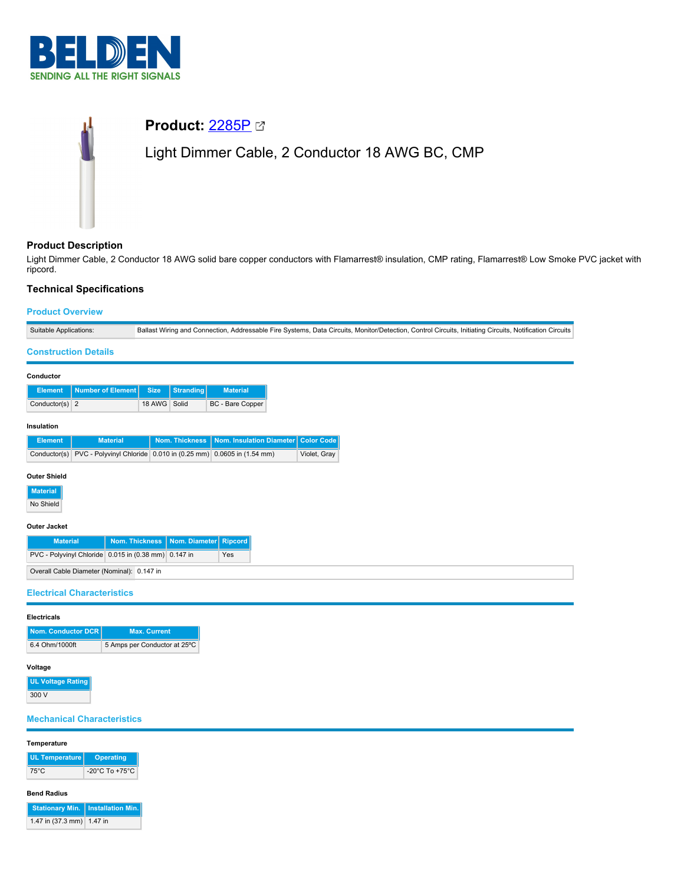**BELDEN**
SENDING ALL THE RIGHT SIGNALS

# Product: [2285P](2285P)

Light Dimmer Cable, 2 Conductor 18 AWG BC, CMP

## Product Description

Light Dimmer Cable, 2 Conductor 18 AWG solid bare copper conductors with Flamarrest® insulation, CMP rating, Flamarrest® Low Smoke PVC jacket with ripcord.

## Technical Specifications

### Product Overview

| | |
|---|---|
| Suitable Applications: | Ballast Wiring and Connection, Addressable Fire Systems, Data Circuits, Monitor/Detection, Control Circuits, Initiating Circuits, Notification Circuits |

### Construction Details

**Conductor**

| Element | Number of Element | Size | Stranding | Material |
|---|---|---|---|---|
| Conductor(s) | 2 | 18 AWG | Solid | BC - Bare Copper |

**Insulation**

| Element | Material | Nom. Thickness | Nom. Insulation Diameter | Color Code |
|---|---|---|---|---|
| Conductor(s) | PVC - Polyvinyl Chloride | 0.010 in (0.25 mm) | 0.0605 in (1.54 mm) | Violet, Gray |

**Outer Shield**

| Material |
|---|
| No Shield |

**Outer Jacket**

| Material | Nom. Thickness | Nom. Diameter | Ripcord |
|---|---|---|---|
| PVC - Polyvinyl Chloride | 0.015 in (0.38 mm) | 0.147 in | Yes |

| | |
|---|---|
| Overall Cable Diameter (Nominal): | 0.147 in |

### Electrical Characteristics

**Electricals**

| Nom. Conductor DCR | Max. Current |
|---|---|
| 6.4 Ohm/1000ft | 5 Amps per Conductor at 25ºC |

**Voltage**

| UL Voltage Rating |
|---|
| 300 V |

### Mechanical Characteristics

**Temperature**

| UL Temperature | Operating |
|---|---|
| 75°C | -20°C To +75°C |

**Bend Radius**

| Stationary Min. | Installation Min. |
|---|---|
| 1.47 in (37.3 mm) | 1.47 in |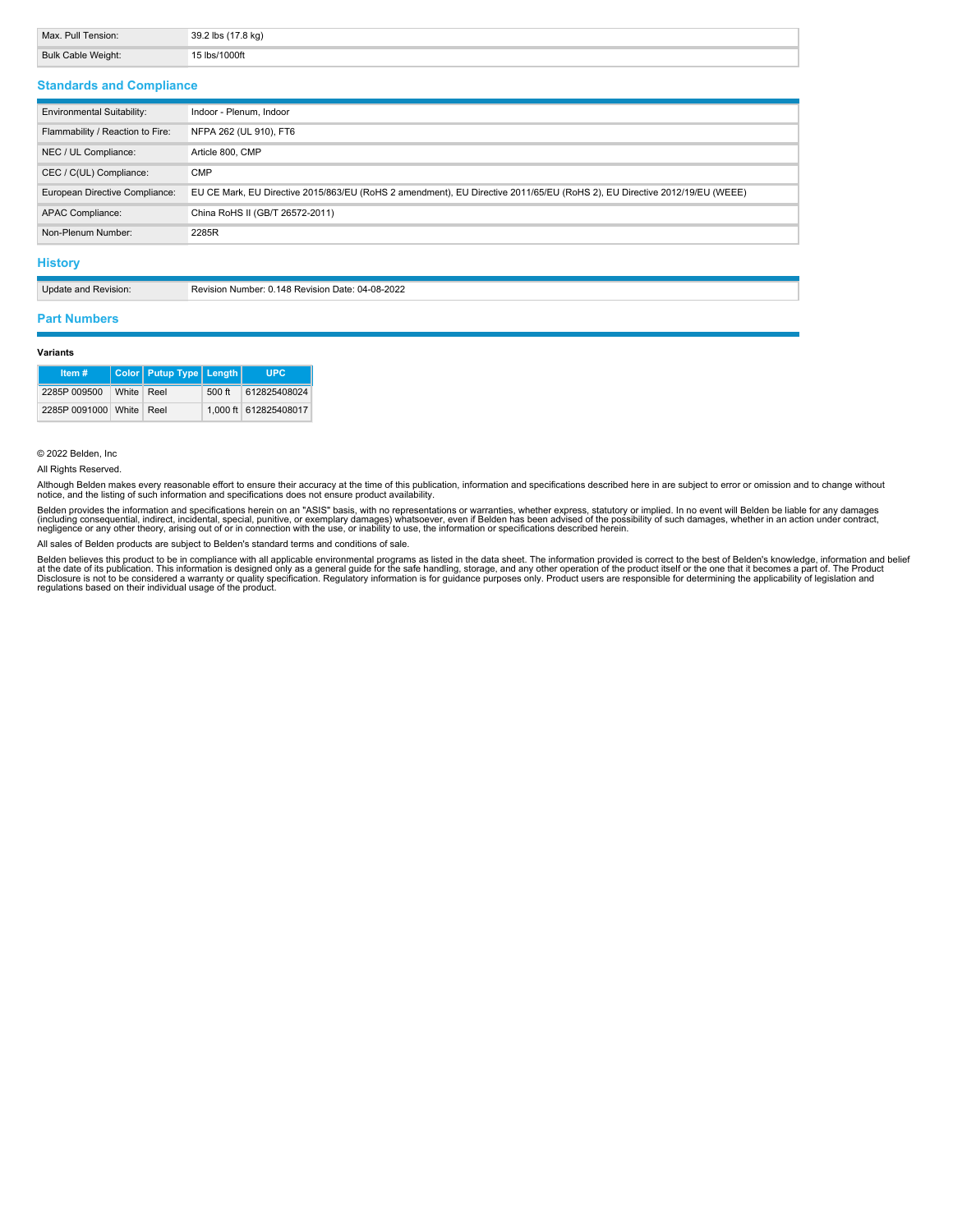| | |
|---|---|
| Max. Pull Tension: | 39.2 lbs (17.8 kg) |
| Bulk Cable Weight: | 15 lbs/1000ft |

## Standards and Compliance

| | |
|---|---|
| Environmental Suitability: | Indoor - Plenum, Indoor |
| Flammability / Reaction to Fire: | NFPA 262 (UL 910), FT6 |
| NEC / UL Compliance: | Article 800, CMP |
| CEC / C(UL) Compliance: | CMP |
| European Directive Compliance: | EU CE Mark, EU Directive 2015/863/EU (RoHS 2 amendment), EU Directive 2011/65/EU (RoHS 2), EU Directive 2012/19/EU (WEEE) |
| APAC Compliance: | China RoHS II (GB/T 26572-2011) |
| Non-Plenum Number: | 2285R |

## History

| | |
|---|---|
| Update and Revision: | Revision Number: 0.148 Revision Date: 04-08-2022 |

## Part Numbers

**Variants**

| Item # | Color | Putup Type | Length | UPC |
|---|---|---|---|---|
| 2285P 009500 | White | Reel | 500 ft | 612825408024 |
| 2285P 0091000 | White | Reel | 1,000 ft | 612825408017 |

© 2022 Belden, Inc

All Rights Reserved.

Although Belden makes every reasonable effort to ensure their accuracy at the time of this publication, information and specifications described here in are subject to error or omission and to change without notice, and the listing of such information and specifications does not ensure product availability.

Belden provides the information and specifications herein on an "ASIS" basis, with no representations or warranties, whether express, statutory or implied. In no event will Belden be liable for any damages (including consequential, indirect, incidental, special, punitive, or exemplary damages) whatsoever, even if Belden has been advised of the possibility of such damages, whether in an action under contract, negligence or any other theory, arising out of or in connection with the use, or inability to use, the information or specifications described herein.

All sales of Belden products are subject to Belden's standard terms and conditions of sale.

Belden believes this product to be in compliance with all applicable environmental programs as listed in the data sheet. The information provided is correct to the best of Belden's knowledge, information and belief at the date of its publication. This information is designed only as a general guide for the safe handling, storage, and any other operation of the product itself or the one that it becomes a part of. The Product Disclosure is not to be considered a warranty or quality specification. Regulatory information is for guidance purposes only. Product users are responsible for determining the applicability of legislation and regulations based on their individual usage of the product.